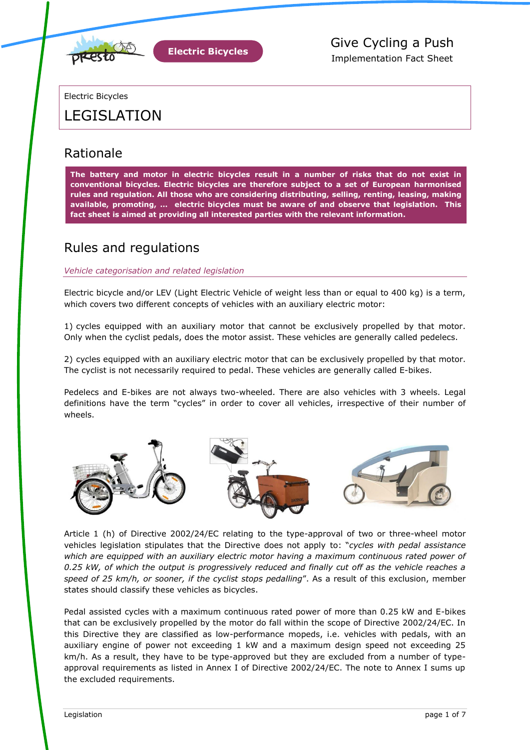Electric Bicycles

Give Cycling a Push

Implementation Fact Sheet

Electric Bicycles

# LEGISLATION

## Rationale

**The battery and motor in electric bicycles result in a number of risks that do not exist in conventional bicycles. Electric bicycles are therefore subject to a set of European harmonised rules and regulation. All those who are considering distributing, selling, renting, leasing, making available, promoting, … electric bicycles must be aware of and observe that legislation. This fact sheet is aimed at providing all interested parties with the relevant information.**

## Rules and regulations

*Vehicle categorisation and related legislation*

Electric bicycle and/or LEV (Light Electric Vehicle of weight less than or equal to 400 kg) is a term, which covers two different concepts of vehicles with an auxiliary electric motor:

1) cycles equipped with an auxiliary motor that cannot be exclusively propelled by that motor. Only when the cyclist pedals, does the motor assist. These vehicles are generally called pedelecs.

2) cycles equipped with an auxiliary electric motor that can be exclusively propelled by that motor. The cyclist is not necessarily required to pedal. These vehicles are generally called E-bikes.

Pedelecs and E-bikes are not always two-wheeled. There are also vehicles with 3 wheels. Legal definitions have the term "cycles" in order to cover all vehicles, irrespective of their number of wheels.

Article 1 (h) of Directive 2002/24/EC relating to the type-approval of two or three-wheel motor vehicles legislation stipulates that the Directive does not apply to: "*cycles with pedal assistance which are equipped with an auxiliary electric motor having a maximum continuous rated power of 0.25 kW, of which the output is progressively reduced and finally cut off as the vehicle reaches a speed of 25 km/h, or sooner, if the cyclist stops pedalling*". As a result of this exclusion, member states should classify these vehicles as bicycles.

Pedal assisted cycles with a maximum continuous rated power of more than 0.25 kW and E-bikes that can be exclusively propelled by the motor do fall within the scope of Directive 2002/24/EC. In this Directive they are classified as low-performance mopeds, i.e. vehicles with pedals, with an auxiliary engine of power not exceeding 1 kW and a maximum design speed not exceeding 25 km/h. As a result, they have to be type-approved but they are excluded from a number of type-approval requirements as listed in Annex I of Directive 2002/24/EC. The note to Annex I sums up the excluded requirements.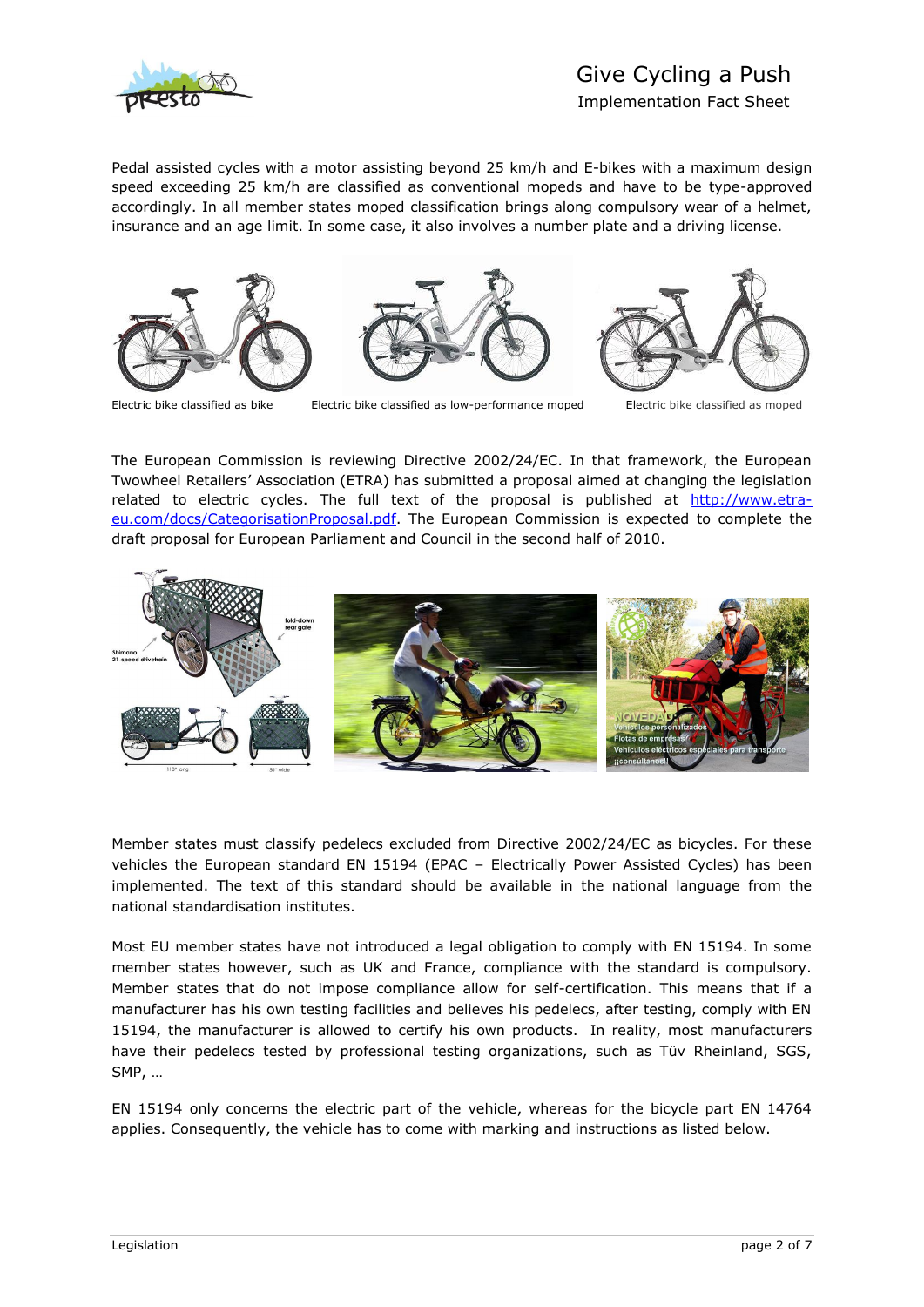Pedal assisted cycles with a motor assisting beyond 25 km/h and E-bikes with a maximum design speed exceeding 25 km/h are classified as conventional mopeds and have to be type-approved accordingly. In all member states moped classification brings along compulsory wear of a helmet, insurance and an age limit. In some case, it also involves a number plate and a driving license.

Electric bike classified as bike

Electric bike classified as low-performance moped

Electric bike classified as moped

The European Commission is reviewing Directive 2002/24/EC. In that framework, the European Twowheel Retailers' Association (ETRA) has submitted a proposal aimed at changing the legislation related to electric cycles. The full text of the proposal is published at [http://www.etra-eu.com/docs/CategorisationProposal.pdf](http://www.etra-eu.com/docs/CategorisationProposal.pdf). The European Commission is expected to complete the draft proposal for European Parliament and Council in the second half of 2010.

Member states must classify pedelecs excluded from Directive 2002/24/EC as bicycles. For these vehicles the European standard EN 15194 (EPAC – Electrically Power Assisted Cycles) has been implemented. The text of this standard should be available in the national language from the national standardisation institutes.

Most EU member states have not introduced a legal obligation to comply with EN 15194. In some member states however, such as UK and France, compliance with the standard is compulsory. Member states that do not impose compliance allow for self-certification. This means that if a manufacturer has his own testing facilities and believes his pedelecs, after testing, comply with EN 15194, the manufacturer is allowed to certify his own products. In reality, most manufacturers have their pedelecs tested by professional testing organizations, such as Tüv Rheinland, SGS, SMP, …

EN 15194 only concerns the electric part of the vehicle, whereas for the bicycle part EN 14764 applies. Consequently, the vehicle has to come with marking and instructions as listed below.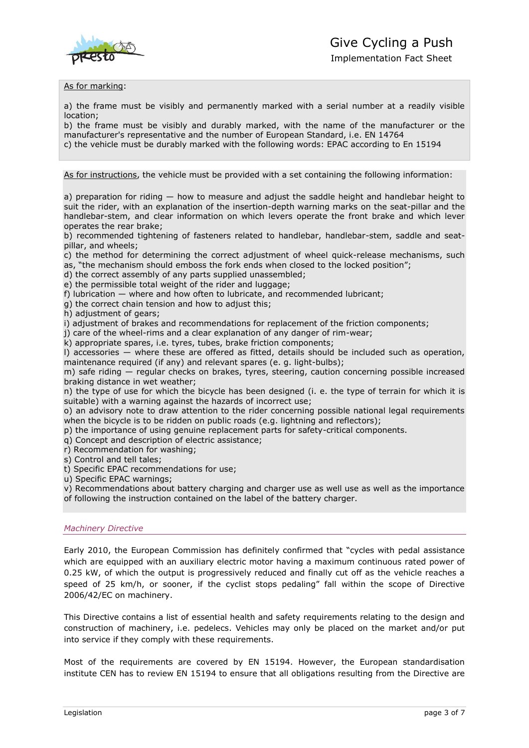As for marking:

a) the frame must be visibly and permanently marked with a serial number at a readily visible location;
b) the frame must be visibly and durably marked, with the name of the manufacturer or the manufacturer's representative and the number of European Standard, i.e. EN 14764
c) the vehicle must be durably marked with the following words: EPAC according to En 15194

As for instructions, the vehicle must be provided with a set containing the following information:

a) preparation for riding — how to measure and adjust the saddle height and handlebar height to suit the rider, with an explanation of the insertion-depth warning marks on the seat-pillar and the handlebar-stem, and clear information on which levers operate the front brake and which lever operates the rear brake;
b) recommended tightening of fasteners related to handlebar, handlebar-stem, saddle and seat-pillar, and wheels;
c) the method for determining the correct adjustment of wheel quick-release mechanisms, such as, "the mechanism should emboss the fork ends when closed to the locked position";
d) the correct assembly of any parts supplied unassembled;
e) the permissible total weight of the rider and luggage;
f) lubrication — where and how often to lubricate, and recommended lubricant;
g) the correct chain tension and how to adjust this;
h) adjustment of gears;
i) adjustment of brakes and recommendations for replacement of the friction components;
j) care of the wheel-rims and a clear explanation of any danger of rim-wear;
k) appropriate spares, i.e. tyres, tubes, brake friction components;
l) accessories — where these are offered as fitted, details should be included such as operation, maintenance required (if any) and relevant spares (e. g. light-bulbs);
m) safe riding — regular checks on brakes, tyres, steering, caution concerning possible increased braking distance in wet weather;
n) the type of use for which the bicycle has been designed (i. e. the type of terrain for which it is suitable) with a warning against the hazards of incorrect use;
o) an advisory note to draw attention to the rider concerning possible national legal requirements when the bicycle is to be ridden on public roads (e.g. lightning and reflectors);
p) the importance of using genuine replacement parts for safety-critical components.
q) Concept and description of electric assistance;
r) Recommendation for washing;
s) Control and tell tales;
t) Specific EPAC recommendations for use;
u) Specific EPAC warnings;
v) Recommendations about battery charging and charger use as well use as well as the importance of following the instruction contained on the label of the battery charger.

### *Machinery Directive*

Early 2010, the European Commission has definitely confirmed that "cycles with pedal assistance which are equipped with an auxiliary electric motor having a maximum continuous rated power of 0.25 kW, of which the output is progressively reduced and finally cut off as the vehicle reaches a speed of 25 km/h, or sooner, if the cyclist stops pedaling" fall within the scope of Directive 2006/42/EC on machinery.

This Directive contains a list of essential health and safety requirements relating to the design and construction of machinery, i.e. pedelecs. Vehicles may only be placed on the market and/or put into service if they comply with these requirements.

Most of the requirements are covered by EN 15194. However, the European standardisation institute CEN has to review EN 15194 to ensure that all obligations resulting from the Directive are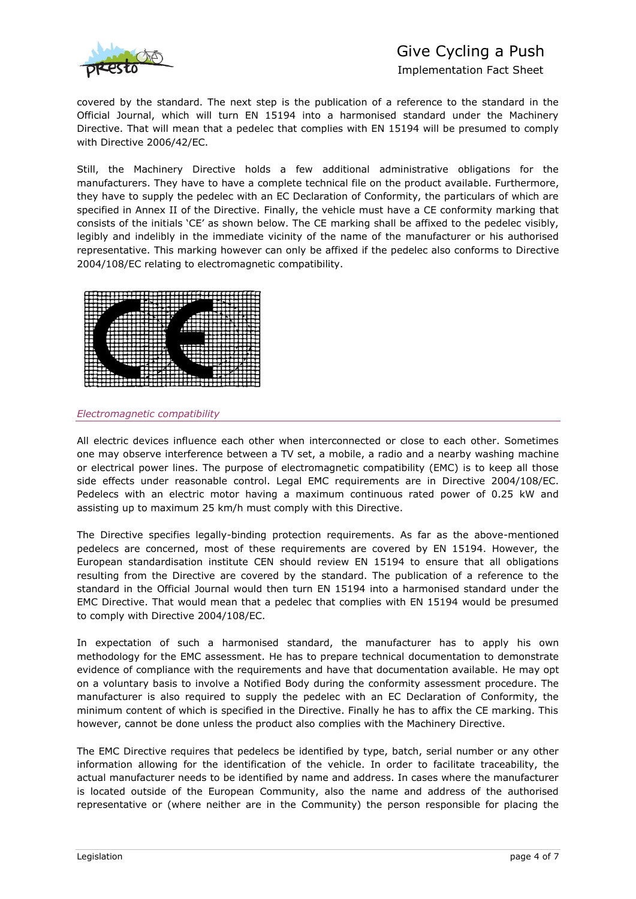covered by the standard. The next step is the publication of a reference to the standard in the Official Journal, which will turn EN 15194 into a harmonised standard under the Machinery Directive. That will mean that a pedelec that complies with EN 15194 will be presumed to comply with Directive 2006/42/EC.

Still, the Machinery Directive holds a few additional administrative obligations for the manufacturers. They have to have a complete technical file on the product available. Furthermore, they have to supply the pedelec with an EC Declaration of Conformity, the particulars of which are specified in Annex II of the Directive. Finally, the vehicle must have a CE conformity marking that consists of the initials 'CE' as shown below. The CE marking shall be affixed to the pedelec visibly, legibly and indelibly in the immediate vicinity of the name of the manufacturer or his authorised representative. This marking however can only be affixed if the pedelec also conforms to Directive 2004/108/EC relating to electromagnetic compatibility.

### *Electromagnetic compatibility*

All electric devices influence each other when interconnected or close to each other. Sometimes one may observe interference between a TV set, a mobile, a radio and a nearby washing machine or electrical power lines. The purpose of electromagnetic compatibility (EMC) is to keep all those side effects under reasonable control. Legal EMC requirements are in Directive 2004/108/EC. Pedelecs with an electric motor having a maximum continuous rated power of 0.25 kW and assisting up to maximum 25 km/h must comply with this Directive.

The Directive specifies legally-binding protection requirements. As far as the above-mentioned pedelecs are concerned, most of these requirements are covered by EN 15194. However, the European standardisation institute CEN should review EN 15194 to ensure that all obligations resulting from the Directive are covered by the standard. The publication of a reference to the standard in the Official Journal would then turn EN 15194 into a harmonised standard under the EMC Directive. That would mean that a pedelec that complies with EN 15194 would be presumed to comply with Directive 2004/108/EC.

In expectation of such a harmonised standard, the manufacturer has to apply his own methodology for the EMC assessment. He has to prepare technical documentation to demonstrate evidence of compliance with the requirements and have that documentation available. He may opt on a voluntary basis to involve a Notified Body during the conformity assessment procedure. The manufacturer is also required to supply the pedelec with an EC Declaration of Conformity, the minimum content of which is specified in the Directive. Finally he has to affix the CE marking. This however, cannot be done unless the product also complies with the Machinery Directive.

The EMC Directive requires that pedelecs be identified by type, batch, serial number or any other information allowing for the identification of the vehicle. In order to facilitate traceability, the actual manufacturer needs to be identified by name and address. In cases where the manufacturer is located outside of the European Community, also the name and address of the authorised representative or (where neither are in the Community) the person responsible for placing the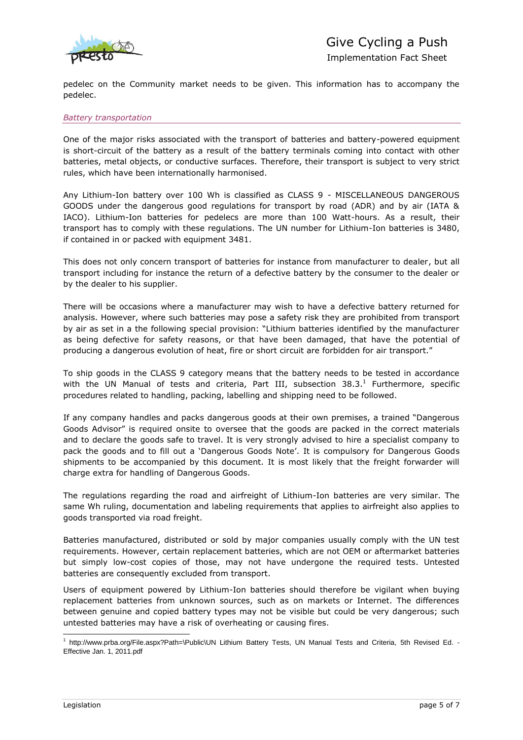pedelec on the Community market needs to be given. This information has to accompany the pedelec.

### *Battery transportation*

One of the major risks associated with the transport of batteries and battery-powered equipment is short-circuit of the battery as a result of the battery terminals coming into contact with other batteries, metal objects, or conductive surfaces. Therefore, their transport is subject to very strict rules, which have been internationally harmonised.

Any Lithium-Ion battery over 100 Wh is classified as CLASS 9 - MISCELLANEOUS DANGEROUS GOODS under the dangerous good regulations for transport by road (ADR) and by air (IATA & IACO). Lithium-Ion batteries for pedelecs are more than 100 Watt-hours. As a result, their transport has to comply with these regulations. The UN number for Lithium-Ion batteries is 3480, if contained in or packed with equipment 3481.

This does not only concern transport of batteries for instance from manufacturer to dealer, but all transport including for instance the return of a defective battery by the consumer to the dealer or by the dealer to his supplier.

There will be occasions where a manufacturer may wish to have a defective battery returned for analysis. However, where such batteries may pose a safety risk they are prohibited from transport by air as set in a the following special provision: "Lithium batteries identified by the manufacturer as being defective for safety reasons, or that have been damaged, that have the potential of producing a dangerous evolution of heat, fire or short circuit are forbidden for air transport."

To ship goods in the CLASS 9 category means that the battery needs to be tested in accordance with the UN Manual of tests and criteria, Part III, subsection 38.3.[1] Furthermore, specific procedures related to handling, packing, labelling and shipping need to be followed.

If any company handles and packs dangerous goods at their own premises, a trained "Dangerous Goods Advisor" is required onsite to oversee that the goods are packed in the correct materials and to declare the goods safe to travel. It is very strongly advised to hire a specialist company to pack the goods and to fill out a 'Dangerous Goods Note'. It is compulsory for Dangerous Goods shipments to be accompanied by this document. It is most likely that the freight forwarder will charge extra for handling of Dangerous Goods.

The regulations regarding the road and airfreight of Lithium-Ion batteries are very similar. The same Wh ruling, documentation and labeling requirements that applies to airfreight also applies to goods transported via road freight.

Batteries manufactured, distributed or sold by major companies usually comply with the UN test requirements. However, certain replacement batteries, which are not OEM or aftermarket batteries but simply low-cost copies of those, may not have undergone the required tests. Untested batteries are consequently excluded from transport.

Users of equipment powered by Lithium-Ion batteries should therefore be vigilant when buying replacement batteries from unknown sources, such as on markets or Internet. The differences between genuine and copied battery types may not be visible but could be very dangerous; such untested batteries may have a risk of overheating or causing fires.

[1] http://www.prba.org/File.aspx?Path=\Public\UN Lithium Battery Tests, UN Manual Tests and Criteria, 5th Revised Ed. - Effective Jan. 1, 2011.pdf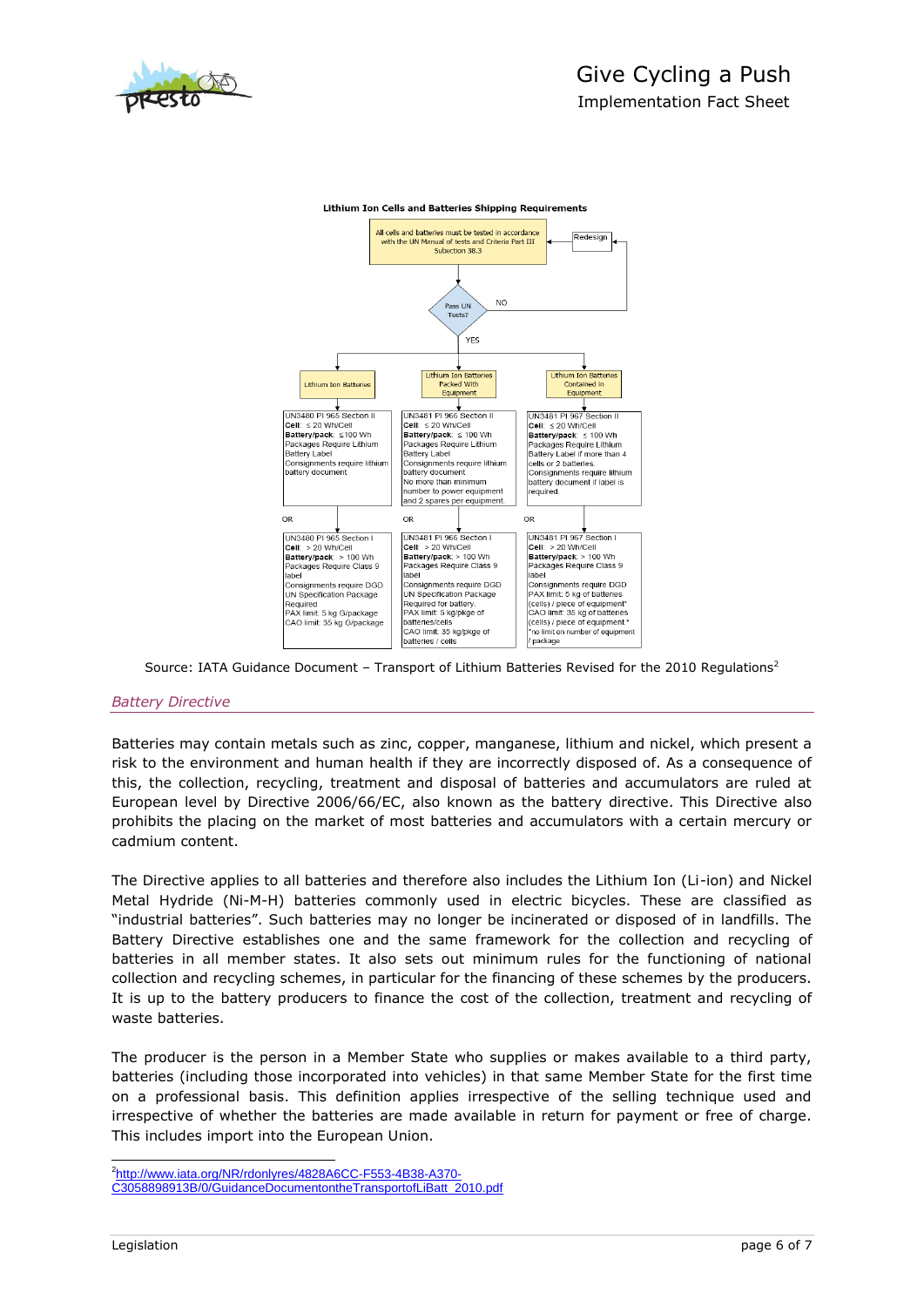**Lithium Ion Cells and Batteries Shipping Requirements**

All cells and batteries must be tested in accordance with the UN Manual of tests and Criteria Part III Subsection 38.3

Pass UN Tests? — NO → Redesign

YES →

| Lithium Ion Batteries | Lithium Ion Batteries Packed With Equipment | Lithium Ion Batteries Contained in Equipment |
|---|---|---|
| UN3480 PI 965 Section II<br>**Cell**: ≤ 20 Wh/Cell<br>**Battery/pack**: ≤100 Wh<br>Packages Require Lithium Battery Label<br>Consignments require lithium battery document | UN3481 PI 966 Section II<br>**Cell**: ≤ 20 Wh/Cell<br>**Battery/pack**: ≤ 100 Wh<br>Packages Require Lithium Battery Label<br>Consignments require lithium battery document<br>No more than minimum number to power equipment and 2 spares per equipment. | UN3481 PI 967 Section II<br>**Cell**: ≤ 20 Wh/Cell<br>**Battery/pack**: ≤ 100 Wh<br>Packages Require Lithium Battery Label if more than 4 cells or 2 batteries.<br>Consignments require lithium battery document if label is required. |
| OR | OR | OR |
| UN3480 PI 965 Section I<br>**Cell**: > 20 Wh/Cell<br>**Battery/pack**: > 100 Wh<br>Packages Require Class 9 label<br>Consignments require DGD<br>UN Specification Package Required<br>PAX limit: 5 kg G/package<br>CAO limit: 35 kg G/package | UN3481 PI 966 Section I<br>**Cell**: > 20 Wh/Cell<br>**Battery/pack**: > 100 Wh<br>Packages Require Class 9 label<br>Consignments require DGD<br>UN Specification Package Required for battery.<br>PAX limit: 5 kg/pkge of batteries/cells<br>CAO limit: 35 kg/pkge of batteries / cells | UN3481 PI 967 Section I<br>**Cell**: > 20 Wh/Cell<br>**Battery/pack**: > 100 Wh<br>Packages Require Class 9 label<br>Consignments require DGD<br>PAX limit: 5 kg of batteries (cells) / piece of equipment*<br>CAO limit: 35 kg of batteries (cells) / piece of equipment *<br>*no limit on number of equipment / package |

Source: IATA Guidance Document – Transport of Lithium Batteries Revised for the 2010 Regulations[2]

### *Battery Directive*

Batteries may contain metals such as zinc, copper, manganese, lithium and nickel, which present a risk to the environment and human health if they are incorrectly disposed of. As a consequence of this, the collection, recycling, treatment and disposal of batteries and accumulators are ruled at European level by Directive 2006/66/EC, also known as the battery directive. This Directive also prohibits the placing on the market of most batteries and accumulators with a certain mercury or cadmium content.

The Directive applies to all batteries and therefore also includes the Lithium Ion (Li-ion) and Nickel Metal Hydride (Ni-M-H) batteries commonly used in electric bicycles. These are classified as "industrial batteries". Such batteries may no longer be incinerated or disposed of in landfills. The Battery Directive establishes one and the same framework for the collection and recycling of batteries in all member states. It also sets out minimum rules for the functioning of national collection and recycling schemes, in particular for the financing of these schemes by the producers. It is up to the battery producers to finance the cost of the collection, treatment and recycling of waste batteries.

The producer is the person in a Member State who supplies or makes available to a third party, batteries (including those incorporated into vehicles) in that same Member State for the first time on a professional basis. This definition applies irrespective of the selling technique used and irrespective of whether the batteries are made available in return for payment or free of charge. This includes import into the European Union.

---

[2] http://www.iata.org/NR/rdonlyres/4828A6CC-F553-4B38-A370-C3058898913B/0/GuidanceDocumentontheTransportofLiBatt_2010.pdf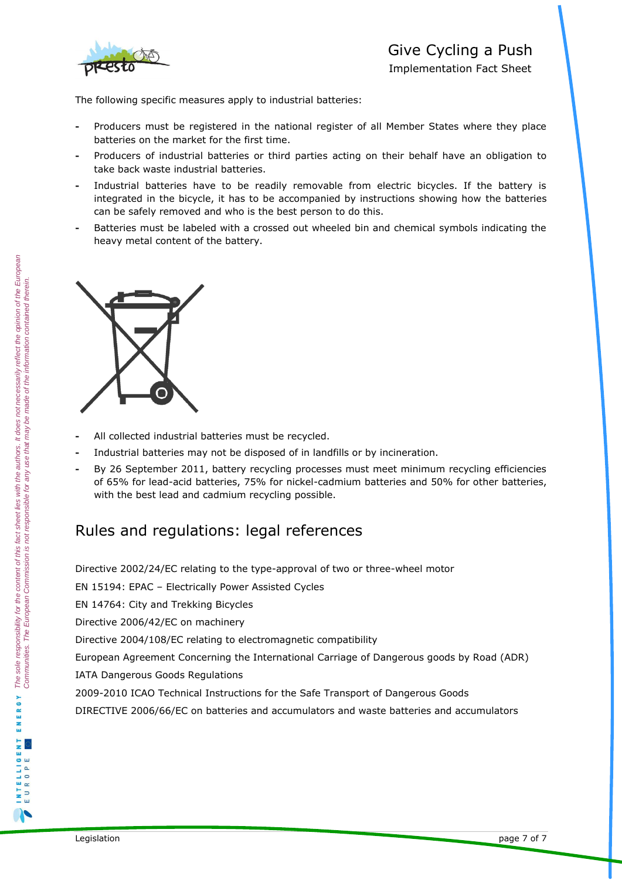The following specific measures apply to industrial batteries:

- Producers must be registered in the national register of all Member States where they place batteries on the market for the first time.
- Producers of industrial batteries or third parties acting on their behalf have an obligation to take back waste industrial batteries.
- Industrial batteries have to be readily removable from electric bicycles. If the battery is integrated in the bicycle, it has to be accompanied by instructions showing how the batteries can be safely removed and who is the best person to do this.
- Batteries must be labeled with a crossed out wheeled bin and chemical symbols indicating the heavy metal content of the battery.

- All collected industrial batteries must be recycled.
- Industrial batteries may not be disposed of in landfills or by incineration.
- By 26 September 2011, battery recycling processes must meet minimum recycling efficiencies of 65% for lead-acid batteries, 75% for nickel-cadmium batteries and 50% for other batteries, with the best lead and cadmium recycling possible.

## Rules and regulations: legal references

Directive 2002/24/EC relating to the type-approval of two or three-wheel motor

EN 15194: EPAC – Electrically Power Assisted Cycles

EN 14764: City and Trekking Bicycles

Directive 2006/42/EC on machinery

Directive 2004/108/EC relating to electromagnetic compatibility

European Agreement Concerning the International Carriage of Dangerous goods by Road (ADR)

IATA Dangerous Goods Regulations

2009-2010 ICAO Technical Instructions for the Safe Transport of Dangerous Goods

DIRECTIVE 2006/66/EC on batteries and accumulators and waste batteries and accumulators